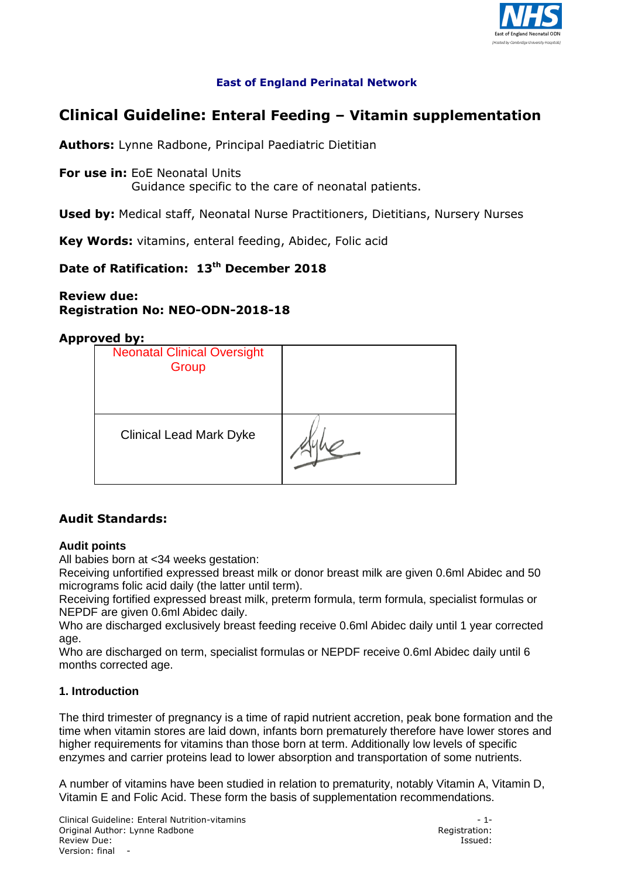**East of England Perinatal Network**

# Clinical Guideline: Enteral Feeding – Vitamin supplementation

**Authors:** Lynne Radbone, Principal Paediatric Dietitian

**For use in:** EoE Neonatal Units
Guidance specific to the care of neonatal patients.

**Used by:** Medical staff, Neonatal Nurse Practitioners, Dietitians, Nursery Nurses

**Key Words:** vitamins, enteral feeding, Abidec, Folic acid

**Date of Ratification: 13th December 2018**

**Review due:**
**Registration No: NEO-ODN-2018-18**

**Approved by:**

| | |
|---|---|
| Neonatal Clinical Oversight Group | |
| Clinical Lead Mark Dyke | Dyke |

## Audit Standards:

**Audit points**
All babies born at <34 weeks gestation:
Receiving unfortified expressed breast milk or donor breast milk are given 0.6ml Abidec and 50 micrograms folic acid daily (the latter until term).
Receiving fortified expressed breast milk, preterm formula, term formula, specialist formulas or NEPDF are given 0.6ml Abidec daily.
Who are discharged exclusively breast feeding receive 0.6ml Abidec daily until 1 year corrected age.
Who are discharged on term, specialist formulas or NEPDF receive 0.6ml Abidec daily until 6 months corrected age.

## 1. Introduction

The third trimester of pregnancy is a time of rapid nutrient accretion, peak bone formation and the time when vitamin stores are laid down, infants born prematurely therefore have lower stores and higher requirements for vitamins than those born at term. Additionally low levels of specific enzymes and carrier proteins lead to lower absorption and transportation of some nutrients.

A number of vitamins have been studied in relation to prematurity, notably Vitamin A, Vitamin D, Vitamin E and Folic Acid. These form the basis of supplementation recommendations.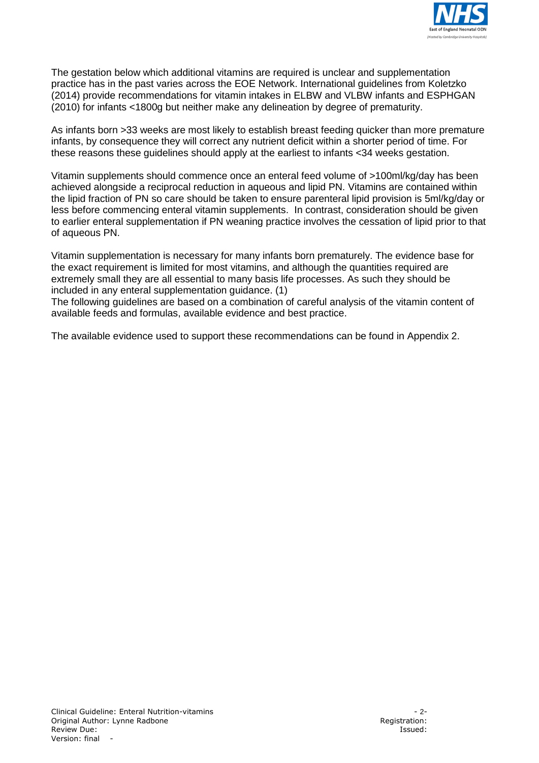The gestation below which additional vitamins are required is unclear and supplementation practice has in the past varies across the EOE Network. International guidelines from Koletzko (2014) provide recommendations for vitamin intakes in ELBW and VLBW infants and ESPHGAN (2010) for infants <1800g but neither make any delineation by degree of prematurity.

As infants born >33 weeks are most likely to establish breast feeding quicker than more premature infants, by consequence they will correct any nutrient deficit within a shorter period of time. For these reasons these guidelines should apply at the earliest to infants <34 weeks gestation.

Vitamin supplements should commence once an enteral feed volume of >100ml/kg/day has been achieved alongside a reciprocal reduction in aqueous and lipid PN. Vitamins are contained within the lipid fraction of PN so care should be taken to ensure parenteral lipid provision is 5ml/kg/day or less before commencing enteral vitamin supplements. In contrast, consideration should be given to earlier enteral supplementation if PN weaning practice involves the cessation of lipid prior to that of aqueous PN.

Vitamin supplementation is necessary for many infants born prematurely. The evidence base for the exact requirement is limited for most vitamins, and although the quantities required are extremely small they are all essential to many basis life processes. As such they should be included in any enteral supplementation guidance. (1)
The following guidelines are based on a combination of careful analysis of the vitamin content of available feeds and formulas, available evidence and best practice.

The available evidence used to support these recommendations can be found in Appendix 2.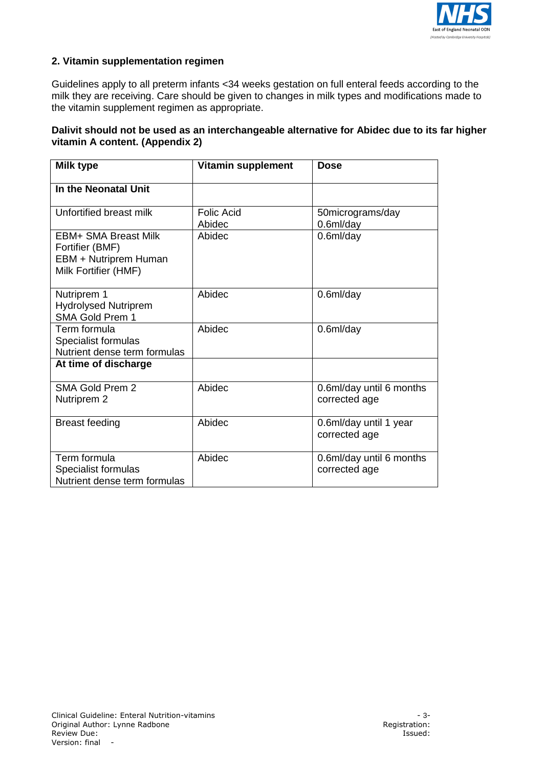## 2. Vitamin supplementation regimen

Guidelines apply to all preterm infants <34 weeks gestation on full enteral feeds according to the milk they are receiving. Care should be given to changes in milk types and modifications made to the vitamin supplement regimen as appropriate.

**Dalivit should not be used as an interchangeable alternative for Abidec due to its far higher vitamin A content. (Appendix 2)**

| Milk type | Vitamin supplement | Dose |
|---|---|---|
| **In the Neonatal Unit** | | |
| Unfortified breast milk | Folic Acid<br>Abidec | 50micrograms/day<br>0.6ml/day |
| EBM+ SMA Breast Milk Fortifier (BMF)<br>EBM + Nutriprem Human Milk Fortifier (HMF) | Abidec | 0.6ml/day |
| Nutriprem 1<br>Hydrolysed Nutriprem<br>SMA Gold Prem 1 | Abidec | 0.6ml/day |
| Term formula<br>Specialist formulas<br>Nutrient dense term formulas | Abidec | 0.6ml/day |
| **At time of discharge** | | |
| SMA Gold Prem 2<br>Nutriprem 2 | Abidec | 0.6ml/day until 6 months corrected age |
| Breast feeding | Abidec | 0.6ml/day until 1 year corrected age |
| Term formula<br>Specialist formulas<br>Nutrient dense term formulas | Abidec | 0.6ml/day until 6 months corrected age |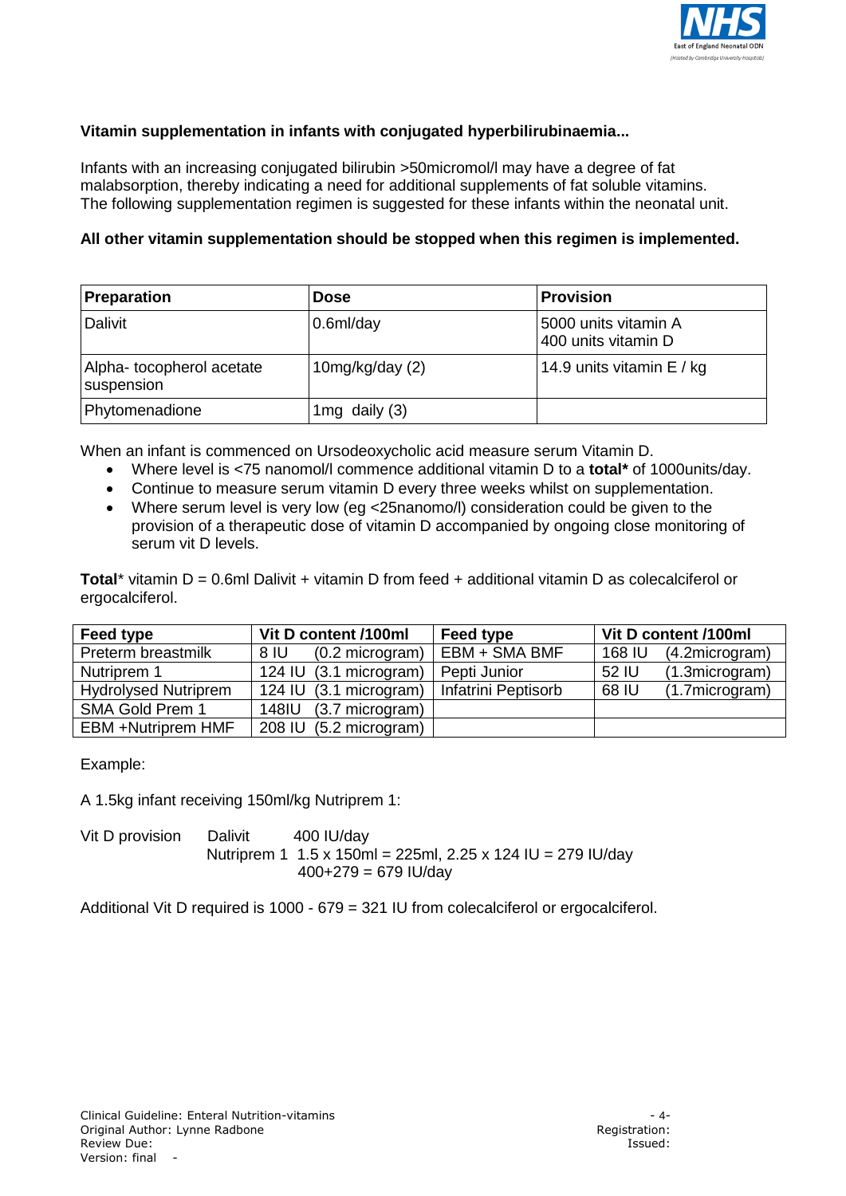**Vitamin supplementation in infants with conjugated hyperbilirubinaemia...**

Infants with an increasing conjugated bilirubin >50micromol/l may have a degree of fat malabsorption, thereby indicating a need for additional supplements of fat soluble vitamins. The following supplementation regimen is suggested for these infants within the neonatal unit.

**All other vitamin supplementation should be stopped when this regimen is implemented.**

| Preparation | Dose | Provision |
|---|---|---|
| Dalivit | 0.6ml/day | 5000 units vitamin A<br>400 units vitamin D |
| Alpha- tocopherol acetate suspension | 10mg/kg/day (2) | 14.9 units vitamin E / kg |
| Phytomenadione | 1mg daily (3) | |

When an infant is commenced on Ursodeoxycholic acid measure serum Vitamin D.

- Where level is <75 nanomol/l commence additional vitamin D to a **total*** of 1000units/day.
- Continue to measure serum vitamin D every three weeks whilst on supplementation.
- Where serum level is very low (eg <25nanomo/l) consideration could be given to the provision of a therapeutic dose of vitamin D accompanied by ongoing close monitoring of serum vit D levels.

**Total*** vitamin D = 0.6ml Dalivit + vitamin D from feed + additional vitamin D as colecalciferol or ergocalciferol.

| Feed type | Vit D content /100ml | Feed type | Vit D content /100ml |
|---|---|---|---|
| Preterm breastmilk | 8 IU (0.2 microgram) | EBM + SMA BMF | 168 IU (4.2microgram) |
| Nutriprem 1 | 124 IU (3.1 microgram) | Pepti Junior | 52 IU (1.3microgram) |
| Hydrolysed Nutriprem | 124 IU (3.1 microgram) | Infatrini Peptisorb | 68 IU (1.7microgram) |
| SMA Gold Prem 1 | 148IU (3.7 microgram) | | |
| EBM +Nutriprem HMF | 208 IU (5.2 microgram) | | |

Example:

A 1.5kg infant receiving 150ml/kg Nutriprem 1:

Vit D provision    Dalivit    400 IU/day
Nutriprem 1    1.5 x 150ml = 225ml, 2.25 x 124 IU = 279 IU/day
400+279 = 679 IU/day

Additional Vit D required is 1000 - 679 = 321 IU from colecalciferol or ergocalciferol.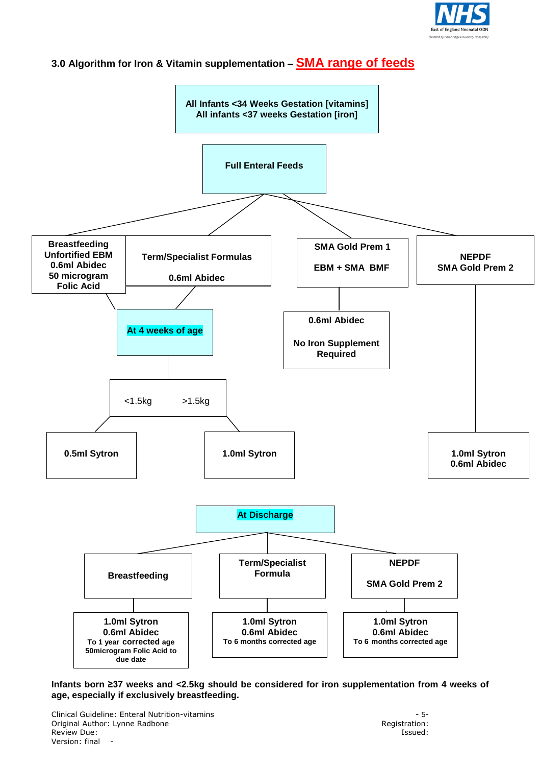### 3.0 Algorithm for Iron & Vitamin supplementation – SMA range of feeds

**All Infants <34 Weeks Gestation [vitamins]**
**All infants <37 weeks Gestation [iron]**

**Full Enteral Feeds**

- **Breastfeeding / Unfortified EBM**
  - 0.6ml Abidec
  - 50 microgram Folic Acid
  - → At 4 weeks of age
- **Term/Specialist Formulas**
  - 0.6ml Abidec
  - → At 4 weeks of age
- **SMA Gold Prem 1 / EBM + SMA BMF**
  - 0.6ml Abidec
  - No Iron Supplement Required
- **NEPDF / SMA Gold Prem 2**
  - 1.0ml Sytron
  - 0.6ml Abidec

**At 4 weeks of age**

- <1.5kg → **0.5ml Sytron**
- >1.5kg → **1.0ml Sytron**

**At Discharge**

- **Breastfeeding**
  - 1.0ml Sytron
  - 0.6ml Abidec
  - To 1 year corrected age
  - 50microgram Folic Acid to due date
- **Term/Specialist Formula**
  - 1.0ml Sytron
  - 0.6ml Abidec
  - To 6 months corrected age
- **NEPDF / SMA Gold Prem 2**
  - 1.0ml Sytron
  - 0.6ml Abidec
  - To 6 months corrected age

**Infants born ≥37 weeks and <2.5kg should be considered for iron supplementation from 4 weeks of age, especially if exclusively breastfeeding.**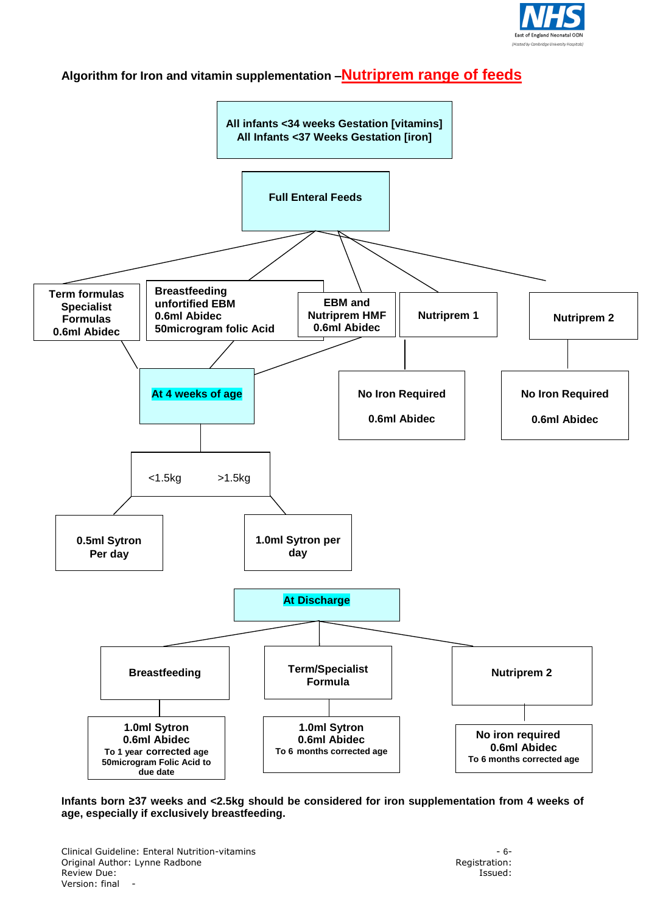**Algorithm for Iron and vitamin supplementation –Nutriprem range of feeds**

**All infants <34 weeks Gestation [vitamins]**
**All Infants <37 Weeks Gestation [iron]**

**Full Enteral Feeds**

- **Term formulas Specialist Formulas 0.6ml Abidec** → At 4 weeks of age
- **Breastfeeding unfortified EBM 0.6ml Abidec 50microgram folic Acid** → At 4 weeks of age
- **EBM and Nutriprem HMF 0.6ml Abidec** → At 4 weeks of age
- **Nutriprem 1** → **No Iron Required 0.6ml Abidec**
- **Nutriprem 2** → **No Iron Required 0.6ml Abidec**

**At 4 weeks of age**

- <1.5kg → **0.5ml Sytron Per day**
- >1.5kg → **1.0ml Sytron per day**

**At Discharge**

- **Breastfeeding** → **1.0ml Sytron 0.6ml Abidec To 1 year corrected age 50microgram Folic Acid to due date**
- **Term/Specialist Formula** → **1.0ml Sytron 0.6ml Abidec To 6 months corrected age**
- **Nutriprem 2** → **No iron required 0.6ml Abidec To 6 months corrected age**

**Infants born ≥37 weeks and <2.5kg should be considered for iron supplementation from 4 weeks of age, especially if exclusively breastfeeding.**

Clinical Guideline: Enteral Nutrition-vitamins
Original Author: Lynne Radbone
Review Due:
Version: final -

Registration:
Issued: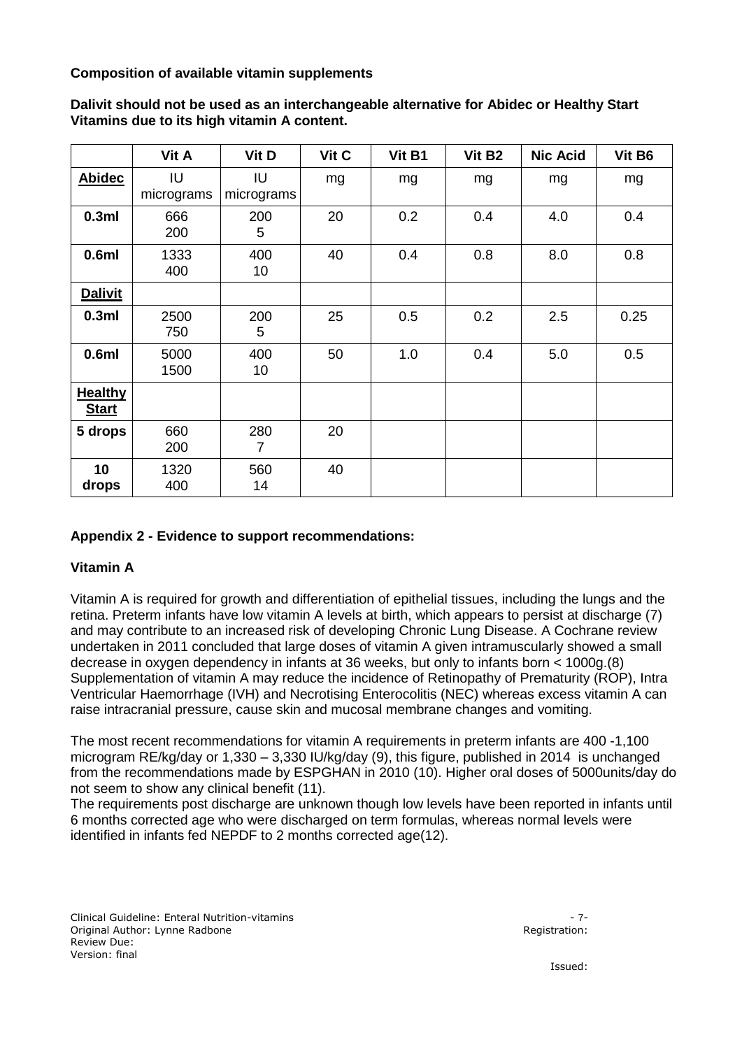**Composition of available vitamin supplements**

**Dalivit should not be used as an interchangeable alternative for Abidec or Healthy Start Vitamins due to its high vitamin A content.**

| | Vit A | Vit D | Vit C | Vit B1 | Vit B2 | Nic Acid | Vit B6 |
|---|---|---|---|---|---|---|---|
| **Abidec** | IU<br>micrograms | IU<br>micrograms | mg | mg | mg | mg | mg |
| **0.3ml** | 666<br>200 | 200<br>5 | 20 | 0.2 | 0.4 | 4.0 | 0.4 |
| **0.6ml** | 1333<br>400 | 400<br>10 | 40 | 0.4 | 0.8 | 8.0 | 0.8 |
| **Dalivit** | | | | | | | |
| **0.3ml** | 2500<br>750 | 200<br>5 | 25 | 0.5 | 0.2 | 2.5 | 0.25 |
| **0.6ml** | 5000<br>1500 | 400<br>10 | 50 | 1.0 | 0.4 | 5.0 | 0.5 |
| **Healthy Start** | | | | | | | |
| **5 drops** | 660<br>200 | 280<br>7 | 20 | | | | |
| **10 drops** | 1320<br>400 | 560<br>14 | 40 | | | | |

**Appendix 2 - Evidence to support recommendations:**

**Vitamin A**

Vitamin A is required for growth and differentiation of epithelial tissues, including the lungs and the retina. Preterm infants have low vitamin A levels at birth, which appears to persist at discharge (7) and may contribute to an increased risk of developing Chronic Lung Disease. A Cochrane review undertaken in 2011 concluded that large doses of vitamin A given intramuscularly showed a small decrease in oxygen dependency in infants at 36 weeks, but only to infants born < 1000g.(8) Supplementation of vitamin A may reduce the incidence of Retinopathy of Prematurity (ROP), Intra Ventricular Haemorrhage (IVH) and Necrotising Enterocolitis (NEC) whereas excess vitamin A can raise intracranial pressure, cause skin and mucosal membrane changes and vomiting.

The most recent recommendations for vitamin A requirements in preterm infants are 400 -1,100 microgram RE/kg/day or 1,330 – 3,330 IU/kg/day (9), this figure, published in 2014 is unchanged from the recommendations made by ESPGHAN in 2010 (10). Higher oral doses of 5000units/day do not seem to show any clinical benefit (11).

The requirements post discharge are unknown though low levels have been reported in infants until 6 months corrected age who were discharged on term formulas, whereas normal levels were identified in infants fed NEPDF to 2 months corrected age(12).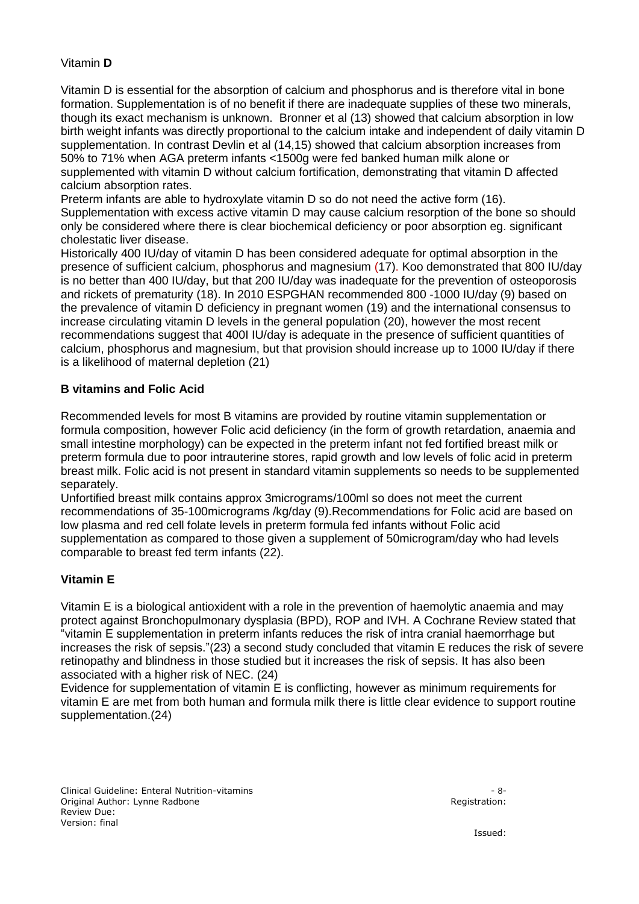### Vitamin **D**

Vitamin D is essential for the absorption of calcium and phosphorus and is therefore vital in bone formation. Supplementation is of no benefit if there are inadequate supplies of these two minerals, though its exact mechanism is unknown. Bronner et al (13) showed that calcium absorption in low birth weight infants was directly proportional to the calcium intake and independent of daily vitamin D supplementation. In contrast Devlin et al (14,15) showed that calcium absorption increases from 50% to 71% when AGA preterm infants <1500g were fed banked human milk alone or supplemented with vitamin D without calcium fortification, demonstrating that vitamin D affected calcium absorption rates.

Preterm infants are able to hydroxylate vitamin D so do not need the active form (16).

Supplementation with excess active vitamin D may cause calcium resorption of the bone so should only be considered where there is clear biochemical deficiency or poor absorption eg. significant cholestatic liver disease.

Historically 400 IU/day of vitamin D has been considered adequate for optimal absorption in the presence of sufficient calcium, phosphorus and magnesium (17). Koo demonstrated that 800 IU/day is no better than 400 IU/day, but that 200 IU/day was inadequate for the prevention of osteoporosis and rickets of prematurity (18). In 2010 ESPGHAN recommended 800 -1000 IU/day (9) based on the prevalence of vitamin D deficiency in pregnant women (19) and the international consensus to increase circulating vitamin D levels in the general population (20), however the most recent recommendations suggest that 400I IU/day is adequate in the presence of sufficient quantities of calcium, phosphorus and magnesium, but that provision should increase up to 1000 IU/day if there is a likelihood of maternal depletion (21)

### **B vitamins and Folic Acid**

Recommended levels for most B vitamins are provided by routine vitamin supplementation or formula composition, however Folic acid deficiency (in the form of growth retardation, anaemia and small intestine morphology) can be expected in the preterm infant not fed fortified breast milk or preterm formula due to poor intrauterine stores, rapid growth and low levels of folic acid in preterm breast milk. Folic acid is not present in standard vitamin supplements so needs to be supplemented separately.

Unfortified breast milk contains approx 3micrograms/100ml so does not meet the current recommendations of 35-100micrograms /kg/day (9).Recommendations for Folic acid are based on low plasma and red cell folate levels in preterm formula fed infants without Folic acid supplementation as compared to those given a supplement of 50microgram/day who had levels comparable to breast fed term infants (22).

### **Vitamin E**

Vitamin E is a biological antioxident with a role in the prevention of haemolytic anaemia and may protect against Bronchopulmonary dysplasia (BPD), ROP and IVH. A Cochrane Review stated that "vitamin E supplementation in preterm infants reduces the risk of intra cranial haemorrhage but increases the risk of sepsis."(23) a second study concluded that vitamin E reduces the risk of severe retinopathy and blindness in those studied but it increases the risk of sepsis. It has also been associated with a higher risk of NEC. (24)

Evidence for supplementation of vitamin E is conflicting, however as minimum requirements for vitamin E are met from both human and formula milk there is little clear evidence to support routine supplementation.(24)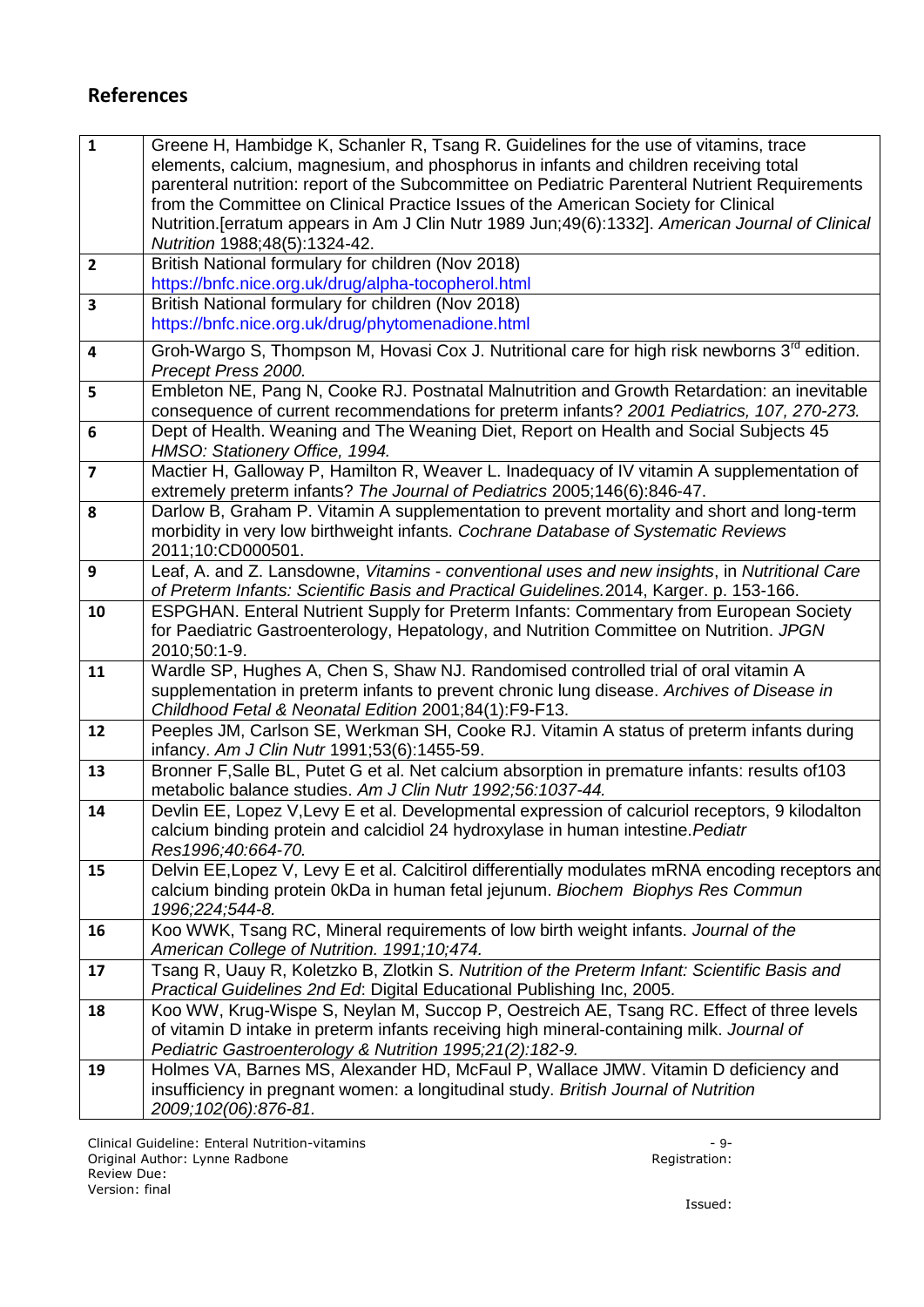## References

| | |
|---|---|
| **1** | Greene H, Hambidge K, Schanler R, Tsang R. Guidelines for the use of vitamins, trace elements, calcium, magnesium, and phosphorus in infants and children receiving total parenteral nutrition: report of the Subcommittee on Pediatric Parenteral Nutrient Requirements from the Committee on Clinical Practice Issues of the American Society for Clinical Nutrition.[erratum appears in Am J Clin Nutr 1989 Jun;49(6):1332]. *American Journal of Clinical Nutrition* 1988;48(5):1324-42. |
| **2** | British National formulary for children (Nov 2018) https://bnfc.nice.org.uk/drug/alpha-tocopherol.html |
| **3** | British National formulary for children (Nov 2018) https://bnfc.nice.org.uk/drug/phytomenadione.html |
| **4** | Groh-Wargo S, Thompson M, Hovasi Cox J. Nutritional care for high risk newborns 3rd edition. *Precept Press 2000.* |
| **5** | Embleton NE, Pang N, Cooke RJ. Postnatal Malnutrition and Growth Retardation: an inevitable consequence of current recommendations for preterm infants? *2001 Pediatrics, 107, 270-273.* |
| **6** | Dept of Health. Weaning and The Weaning Diet, Report on Health and Social Subjects 45 *HMSO: Stationery Office, 1994.* |
| **7** | Mactier H, Galloway P, Hamilton R, Weaver L. Inadequacy of IV vitamin A supplementation of extremely preterm infants? *The Journal of Pediatrics* 2005;146(6):846-47. |
| **8** | Darlow B, Graham P. Vitamin A supplementation to prevent mortality and short and long-term morbidity in very low birthweight infants. *Cochrane Database of Systematic Reviews* 2011;10:CD000501. |
| **9** | Leaf, A. and Z. Lansdowne, *Vitamins - conventional uses and new insights*, in *Nutritional Care of Preterm Infants: Scientific Basis and Practical Guidelines.*2014, Karger. p. 153-166. |
| **10** | ESPGHAN. Enteral Nutrient Supply for Preterm Infants: Commentary from European Society for Paediatric Gastroenterology, Hepatology, and Nutrition Committee on Nutrition. *JPGN* 2010;50:1-9. |
| **11** | Wardle SP, Hughes A, Chen S, Shaw NJ. Randomised controlled trial of oral vitamin A supplementation in preterm infants to prevent chronic lung disease. *Archives of Disease in Childhood Fetal & Neonatal Edition* 2001;84(1):F9-F13. |
| **12** | Peeples JM, Carlson SE, Werkman SH, Cooke RJ. Vitamin A status of preterm infants during infancy. *Am J Clin Nutr* 1991;53(6):1455-59. |
| **13** | Bronner F,Salle BL, Putet G et al. Net calcium absorption in premature infants: results of103 metabolic balance studies. *Am J Clin Nutr 1992;56:1037-44.* |
| **14** | Devlin EE, Lopez V,Levy E et al. Developmental expression of calcuriol receptors, 9 kilodalton calcium binding protein and calcidiol 24 hydroxylase in human intestine.*Pediatr Res1996;40:664-70.* |
| **15** | Delvin EE,Lopez V, Levy E et al. Calcitirol differentially modulates mRNA encoding receptors and calcium binding protein 0kDa in human fetal jejunum. *Biochem Biophys Res Commun 1996;224;544-8.* |
| **16** | Koo WWK, Tsang RC, Mineral requirements of low birth weight infants. *Journal of the American College of Nutrition. 1991;10;474.* |
| **17** | Tsang R, Uauy R, Koletzko B, Zlotkin S. *Nutrition of the Preterm Infant: Scientific Basis and Practical Guidelines 2nd Ed*: Digital Educational Publishing Inc, 2005. |
| **18** | Koo WW, Krug-Wispe S, Neylan M, Succop P, Oestreich AE, Tsang RC. Effect of three levels of vitamin D intake in preterm infants receiving high mineral-containing milk. *Journal of Pediatric Gastroenterology & Nutrition 1995;21(2):182-9.* |
| **19** | Holmes VA, Barnes MS, Alexander HD, McFaul P, Wallace JMW. Vitamin D deficiency and insufficiency in pregnant women: a longitudinal study. *British Journal of Nutrition 2009;102(06):876-81.* |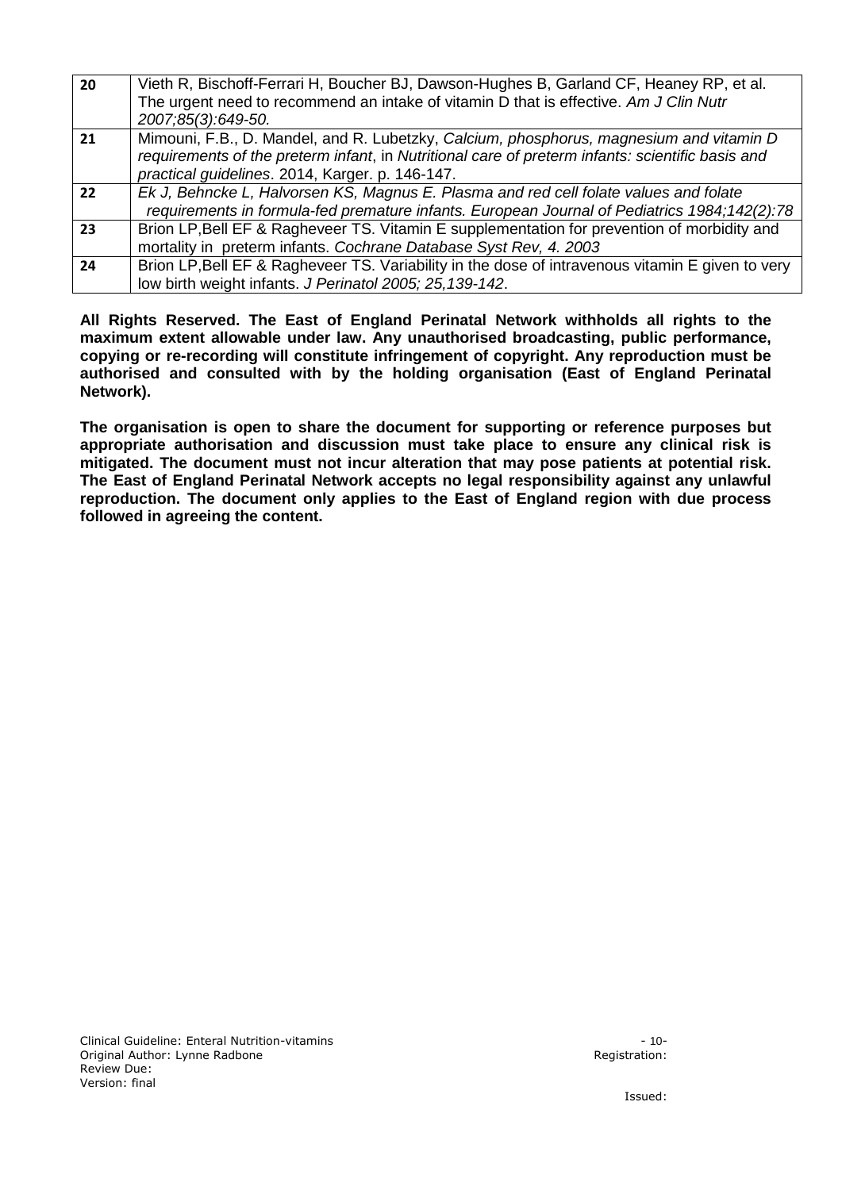| | |
|---|---|
| **20** | Vieth R, Bischoff-Ferrari H, Boucher BJ, Dawson-Hughes B, Garland CF, Heaney RP, et al. The urgent need to recommend an intake of vitamin D that is effective. *Am J Clin Nutr 2007;85(3):649-50.* |
| **21** | Mimouni, F.B., D. Mandel, and R. Lubetzky, *Calcium, phosphorus, magnesium and vitamin D requirements of the preterm infant*, in *Nutritional care of preterm infants: scientific basis and practical guidelines*. 2014, Karger. p. 146-147. |
| **22** | *Ek J, Behncke L, Halvorsen KS, Magnus E. Plasma and red cell folate values and folate requirements in formula-fed premature infants. European Journal of Pediatrics 1984;142(2):78* |
| **23** | Brion LP,Bell EF & Ragheveer TS. Vitamin E supplementation for prevention of morbidity and mortality in preterm infants. *Cochrane Database Syst Rev, 4. 2003* |
| **24** | Brion LP,Bell EF & Ragheveer TS. Variability in the dose of intravenous vitamin E given to very low birth weight infants. *J Perinatol 2005; 25,139-142*. |

**All Rights Reserved. The East of England Perinatal Network withholds all rights to the maximum extent allowable under law. Any unauthorised broadcasting, public performance, copying or re-recording will constitute infringement of copyright. Any reproduction must be authorised and consulted with by the holding organisation (East of England Perinatal Network).**

**The organisation is open to share the document for supporting or reference purposes but appropriate authorisation and discussion must take place to ensure any clinical risk is mitigated. The document must not incur alteration that may pose patients at potential risk. The East of England Perinatal Network accepts no legal responsibility against any unlawful reproduction. The document only applies to the East of England region with due process followed in agreeing the content.**